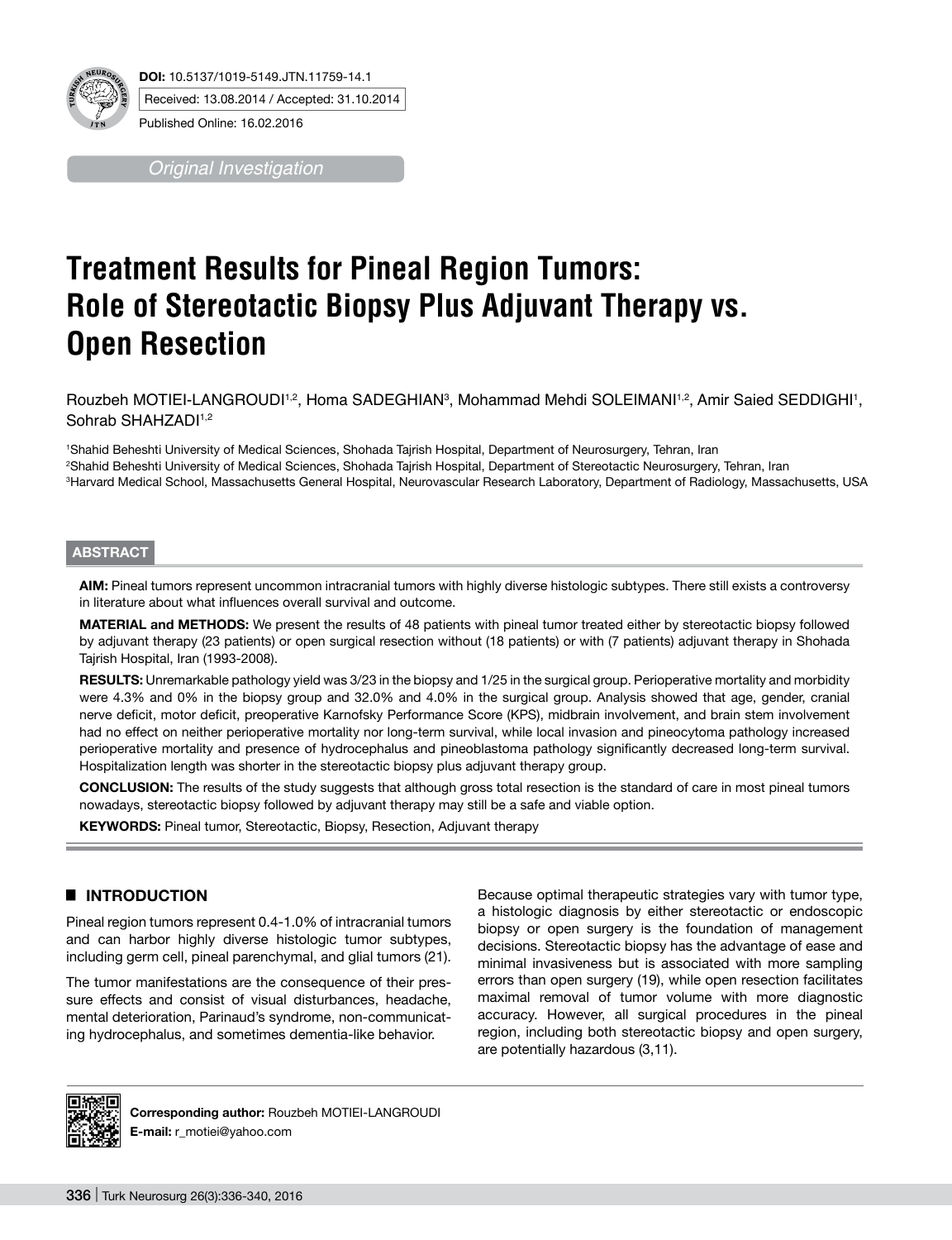DOI: 10.5137/1019-5149.JTN.11759-14.1

Received: 13.08.2014 / Accepted: 31.10.2014

Published Online: 16.02.2016

*Original Investigation*

# Treatment Results for Pineal Region Tumors: Role of Stereotactic Biopsy Plus Adjuvant Therapy vs. Open Resection

Rouzbeh MOTIEI-LANGROUDI[1,2], Homa SADEGHIAN[3], Mohammad Mehdi SOLEIMANI[1,2], Amir Saied SEDDIGHI[1], Sohrab SHAHZADI[1,2]

[1]Shahid Beheshti University of Medical Sciences, Shohada Tajrish Hospital, Department of Neurosurgery, Tehran, Iran
[2]Shahid Beheshti University of Medical Sciences, Shohada Tajrish Hospital, Department of Stereotactic Neurosurgery, Tehran, Iran
[3]Harvard Medical School, Massachusetts General Hospital, Neurovascular Research Laboratory, Department of Radiology, Massachusetts, USA

## ABSTRACT

**AIM:** Pineal tumors represent uncommon intracranial tumors with highly diverse histologic subtypes. There still exists a controversy in literature about what influences overall survival and outcome.

**MATERIAL and METHODS:** We present the results of 48 patients with pineal tumor treated either by stereotactic biopsy followed by adjuvant therapy (23 patients) or open surgical resection without (18 patients) or with (7 patients) adjuvant therapy in Shohada Tajrish Hospital, Iran (1993-2008).

**RESULTS:** Unremarkable pathology yield was 3/23 in the biopsy and 1/25 in the surgical group. Perioperative mortality and morbidity were 4.3% and 0% in the biopsy group and 32.0% and 4.0% in the surgical group. Analysis showed that age, gender, cranial nerve deficit, motor deficit, preoperative Karnofsky Performance Score (KPS), midbrain involvement, and brain stem involvement had no effect on neither perioperative mortality nor long-term survival, while local invasion and pineocytoma pathology increased perioperative mortality and presence of hydrocephalus and pineoblastoma pathology significantly decreased long-term survival. Hospitalization length was shorter in the stereotactic biopsy plus adjuvant therapy group.

**CONCLUSION:** The results of the study suggests that although gross total resection is the standard of care in most pineal tumors nowadays, stereotactic biopsy followed by adjuvant therapy may still be a safe and viable option.

**KEYWORDS:** Pineal tumor, Stereotactic, Biopsy, Resection, Adjuvant therapy

## INTRODUCTION

Pineal region tumors represent 0.4-1.0% of intracranial tumors and can harbor highly diverse histologic tumor subtypes, including germ cell, pineal parenchymal, and glial tumors (21).

The tumor manifestations are the consequence of their pressure effects and consist of visual disturbances, headache, mental deterioration, Parinaud's syndrome, non-communicating hydrocephalus, and sometimes dementia-like behavior.

Because optimal therapeutic strategies vary with tumor type, a histologic diagnosis by either stereotactic or endoscopic biopsy or open surgery is the foundation of management decisions. Stereotactic biopsy has the advantage of ease and minimal invasiveness but is associated with more sampling errors than open surgery (19), while open resection facilitates maximal removal of tumor volume with more diagnostic accuracy. However, all surgical procedures in the pineal region, including both stereotactic biopsy and open surgery, are potentially hazardous (3,11).

**Corresponding author:** Rouzbeh MOTIEI-LANGROUDI
**E-mail:** r_motiei@yahoo.com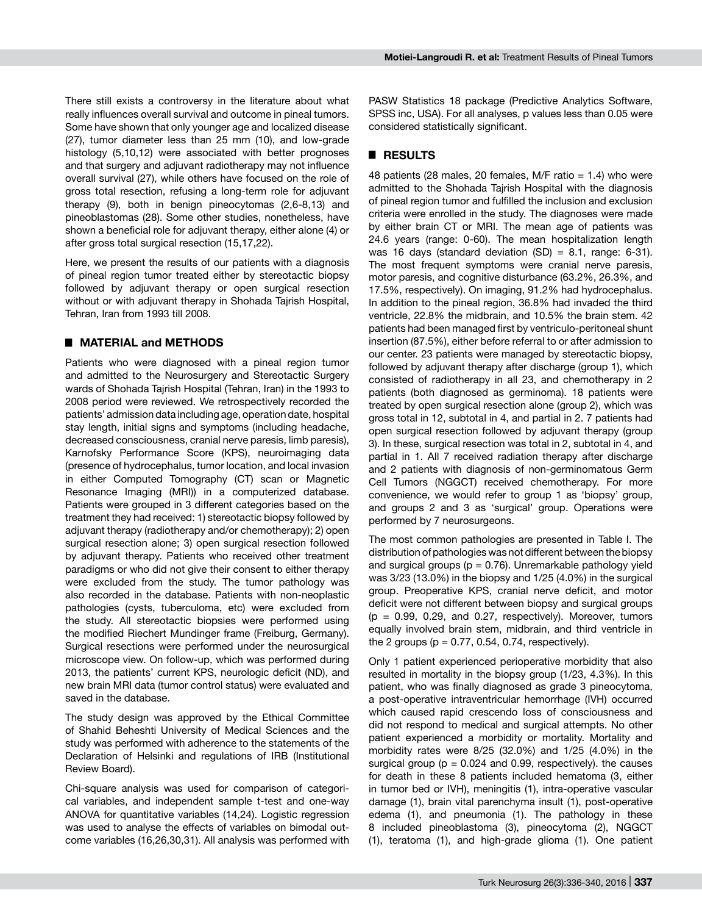There still exists a controversy in the literature about what really influences overall survival and outcome in pineal tumors. Some have shown that only younger age and localized disease (27), tumor diameter less than 25 mm (10), and low-grade histology (5,10,12) were associated with better prognoses and that surgery and adjuvant radiotherapy may not influence overall survival (27), while others have focused on the role of gross total resection, refusing a long-term role for adjuvant therapy (9), both in benign pineocytomas (2,6-8,13) and pineoblastomas (28). Some other studies, nonetheless, have shown a beneficial role for adjuvant therapy, either alone (4) or after gross total surgical resection (15,17,22).

Here, we present the results of our patients with a diagnosis of pineal region tumor treated either by stereotactic biopsy followed by adjuvant therapy or open surgical resection without or with adjuvant therapy in Shohada Tajrish Hospital, Tehran, Iran from 1993 till 2008.

## MATERIAL and METHODS

Patients who were diagnosed with a pineal region tumor and admitted to the Neurosurgery and Stereotactic Surgery wards of Shohada Tajrish Hospital (Tehran, Iran) in the 1993 to 2008 period were reviewed. We retrospectively recorded the patients' admission data including age, operation date, hospital stay length, initial signs and symptoms (including headache, decreased consciousness, cranial nerve paresis, limb paresis), Karnofsky Performance Score (KPS), neuroimaging data (presence of hydrocephalus, tumor location, and local invasion in either Computed Tomography (CT) scan or Magnetic Resonance Imaging (MRI)) in a computerized database. Patients were grouped in 3 different categories based on the treatment they had received: 1) stereotactic biopsy followed by adjuvant therapy (radiotherapy and/or chemotherapy); 2) open surgical resection alone; 3) open surgical resection followed by adjuvant therapy. Patients who received other treatment paradigms or who did not give their consent to either therapy were excluded from the study. The tumor pathology was also recorded in the database. Patients with non-neoplastic pathologies (cysts, tuberculoma, etc) were excluded from the study. All stereotactic biopsies were performed using the modified Riechert Mundinger frame (Freiburg, Germany). Surgical resections were performed under the neurosurgical microscope view. On follow-up, which was performed during 2013, the patients' current KPS, neurologic deficit (ND), and new brain MRI data (tumor control status) were evaluated and saved in the database.

The study design was approved by the Ethical Committee of Shahid Beheshti University of Medical Sciences and the study was performed with adherence to the statements of the Declaration of Helsinki and regulations of IRB (Institutional Review Board).

Chi-square analysis was used for comparison of categorical variables, and independent sample t-test and one-way ANOVA for quantitative variables (14,24). Logistic regression was used to analyse the effects of variables on bimodal outcome variables (16,26,30,31). All analysis was performed with PASW Statistics 18 package (Predictive Analytics Software, SPSS inc, USA). For all analyses, p values less than 0.05 were considered statistically significant.

## RESULTS

48 patients (28 males, 20 females, M/F ratio = 1.4) who were admitted to the Shohada Tajrish Hospital with the diagnosis of pineal region tumor and fulfilled the inclusion and exclusion criteria were enrolled in the study. The diagnoses were made by either brain CT or MRI. The mean age of patients was 24.6 years (range: 0-60). The mean hospitalization length was 16 days (standard deviation (SD) = 8.1, range: 6-31). The most frequent symptoms were cranial nerve paresis, motor paresis, and cognitive disturbance (63.2%, 26.3%, and 17.5%, respectively). On imaging, 91.2% had hydrocephalus. In addition to the pineal region, 36.8% had invaded the third ventricle, 22.8% the midbrain, and 10.5% the brain stem. 42 patients had been managed first by ventriculo-peritoneal shunt insertion (87.5%), either before referral to or after admission to our center. 23 patients were managed by stereotactic biopsy, followed by adjuvant therapy after discharge (group 1), which consisted of radiotherapy in all 23, and chemotherapy in 2 patients (both diagnosed as germinoma). 18 patients were treated by open surgical resection alone (group 2), which was gross total in 12, subtotal in 4, and partial in 2. 7 patients had open surgical resection followed by adjuvant therapy (group 3). In these, surgical resection was total in 2, subtotal in 4, and partial in 1. All 7 received radiation therapy after discharge and 2 patients with diagnosis of non-germinomatous Germ Cell Tumors (NGGCT) received chemotherapy. For more convenience, we would refer to group 1 as 'biopsy' group, and groups 2 and 3 as 'surgical' group. Operations were performed by 7 neurosurgeons.

The most common pathologies are presented in Table I. The distribution of pathologies was not different between the biopsy and surgical groups (p = 0.76). Unremarkable pathology yield was 3/23 (13.0%) in the biopsy and 1/25 (4.0%) in the surgical group. Preoperative KPS, cranial nerve deficit, and motor deficit were not different between biopsy and surgical groups (p = 0.99, 0.29, and 0.27, respectively). Moreover, tumors equally involved brain stem, midbrain, and third ventricle in the 2 groups (p = 0.77, 0.54, 0.74, respectively).

Only 1 patient experienced perioperative morbidity that also resulted in mortality in the biopsy group (1/23, 4.3%). In this patient, who was finally diagnosed as grade 3 pineocytoma, a post-operative intraventricular hemorrhage (IVH) occurred which caused rapid crescendo loss of consciousness and did not respond to medical and surgical attempts. No other patient experienced a morbidity or mortality. Mortality and morbidity rates were 8/25 (32.0%) and 1/25 (4.0%) in the surgical group (p = 0.024 and 0.99, respectively). the causes for death in these 8 patients included hematoma (3, either in tumor bed or IVH), meningitis (1), intra-operative vascular damage (1), brain vital parenchyma insult (1), post-operative edema (1), and pneumonia (1). The pathology in these 8 included pineoblastoma (3), pineocytoma (2), NGGCT (1), teratoma (1), and high-grade glioma (1). One patient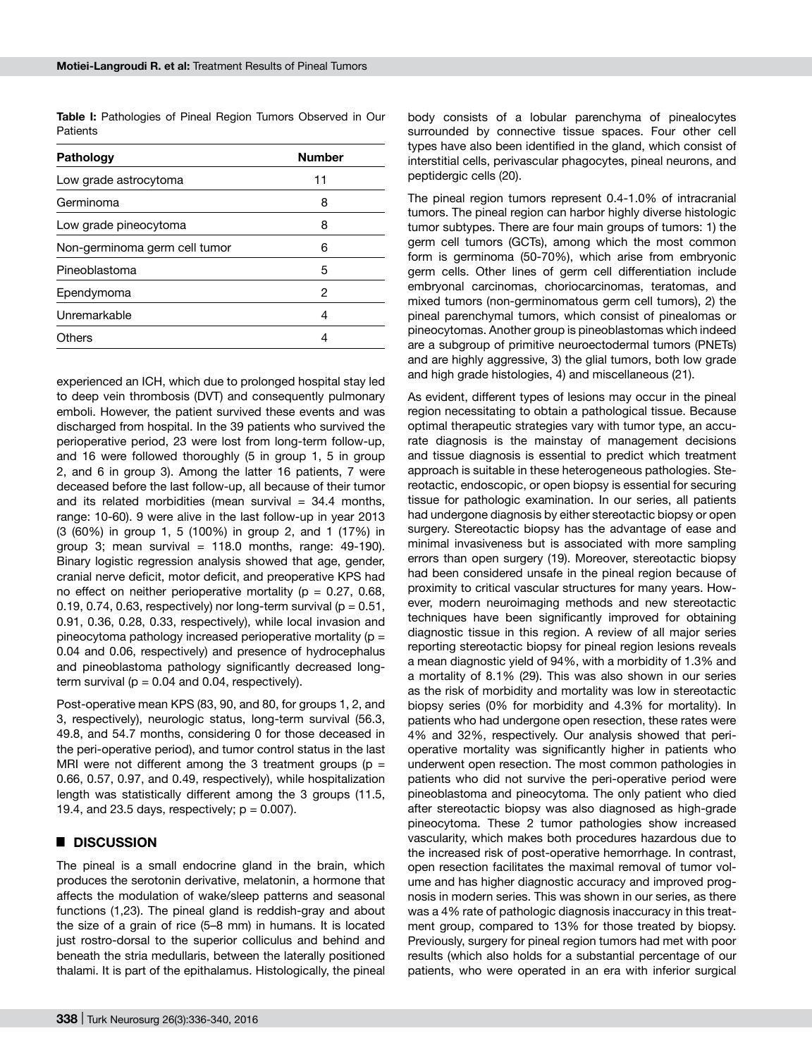**Table I:** Pathologies of Pineal Region Tumors Observed in Our Patients

| Pathology | Number |
|---|---|
| Low grade astrocytoma | 11 |
| Germinoma | 8 |
| Low grade pineocytoma | 8 |
| Non-germinoma germ cell tumor | 6 |
| Pineoblastoma | 5 |
| Ependymoma | 2 |
| Unremarkable | 4 |
| Others | 4 |

experienced an ICH, which due to prolonged hospital stay led to deep vein thrombosis (DVT) and consequently pulmonary emboli. However, the patient survived these events and was discharged from hospital. In the 39 patients who survived the perioperative period, 23 were lost from long-term follow-up, and 16 were followed thoroughly (5 in group 1, 5 in group 2, and 6 in group 3). Among the latter 16 patients, 7 were deceased before the last follow-up, all because of their tumor and its related morbidities (mean survival = 34.4 months, range: 10-60). 9 were alive in the last follow-up in year 2013 (3 (60%) in group 1, 5 (100%) in group 2, and 1 (17%) in group 3; mean survival = 118.0 months, range: 49-190). Binary logistic regression analysis showed that age, gender, cranial nerve deficit, motor deficit, and preoperative KPS had no effect on neither perioperative mortality ($p = 0.27$, 0.68, 0.19, 0.74, 0.63, respectively) nor long-term survival ($p = 0.51$, 0.91, 0.36, 0.28, 0.33, respectively), while local invasion and pineocytoma pathology increased perioperative mortality ($p = 0.04$ and 0.06, respectively) and presence of hydrocephalus and pineoblastoma pathology significantly decreased long-term survival ($p = 0.04$ and 0.04, respectively).

Post-operative mean KPS (83, 90, and 80, for groups 1, 2, and 3, respectively), neurologic status, long-term survival (56.3, 49.8, and 54.7 months, considering 0 for those deceased in the peri-operative period), and tumor control status in the last MRI were not different among the 3 treatment groups ($p = 0.66$, 0.57, 0.97, and 0.49, respectively), while hospitalization length was statistically different among the 3 groups (11.5, 19.4, and 23.5 days, respectively; $p = 0.007$).

## DISCUSSION

The pineal is a small endocrine gland in the brain, which produces the serotonin derivative, melatonin, a hormone that affects the modulation of wake/sleep patterns and seasonal functions (1,23). The pineal gland is reddish-gray and about the size of a grain of rice (5–8 mm) in humans. It is located just rostro-dorsal to the superior colliculus and behind and beneath the stria medullaris, between the laterally positioned thalami. It is part of the epithalamus. Histologically, the pineal body consists of a lobular parenchyma of pinealocytes surrounded by connective tissue spaces. Four other cell types have also been identified in the gland, which consist of interstitial cells, perivascular phagocytes, pineal neurons, and peptidergic cells (20).

The pineal region tumors represent 0.4-1.0% of intracranial tumors. The pineal region can harbor highly diverse histologic tumor subtypes. There are four main groups of tumors: 1) the germ cell tumors (GCTs), among which the most common form is germinoma (50-70%), which arise from embryonic germ cells. Other lines of germ cell differentiation include embryonal carcinomas, choriocarcinomas, teratomas, and mixed tumors (non-germinomatous germ cell tumors), 2) the pineal parenchymal tumors, which consist of pinealomas or pineocytomas. Another group is pineoblastomas which indeed are a subgroup of primitive neuroectodermal tumors (PNETs) and are highly aggressive, 3) the glial tumors, both low grade and high grade histologies, 4) and miscellaneous (21).

As evident, different types of lesions may occur in the pineal region necessitating to obtain a pathological tissue. Because optimal therapeutic strategies vary with tumor type, an accurate diagnosis is the mainstay of management decisions and tissue diagnosis is essential to predict which treatment approach is suitable in these heterogeneous pathologies. Stereotactic, endoscopic, or open biopsy is essential for securing tissue for pathologic examination. In our series, all patients had undergone diagnosis by either stereotactic biopsy or open surgery. Stereotactic biopsy has the advantage of ease and minimal invasiveness but is associated with more sampling errors than open surgery (19). Moreover, stereotactic biopsy had been considered unsafe in the pineal region because of proximity to critical vascular structures for many years. However, modern neuroimaging methods and new stereotactic techniques have been significantly improved for obtaining diagnostic tissue in this region. A review of all major series reporting stereotactic biopsy for pineal region lesions reveals a mean diagnostic yield of 94%, with a morbidity of 1.3% and a mortality of 8.1% (29). This was also shown in our series as the risk of morbidity and mortality was low in stereotactic biopsy series (0% for morbidity and 4.3% for mortality). In patients who had undergone open resection, these rates were 4% and 32%, respectively. Our analysis showed that perioperative mortality was significantly higher in patients who underwent open resection. The most common pathologies in patients who did not survive the peri-operative period were pineoblastoma and pineocytoma. The only patient who died after stereotactic biopsy was also diagnosed as high-grade pineocytoma. These 2 tumor pathologies show increased vascularity, which makes both procedures hazardous due to the increased risk of post-operative hemorrhage. In contrast, open resection facilitates the maximal removal of tumor volume and has higher diagnostic accuracy and improved prognosis in modern series. This was shown in our series, as there was a 4% rate of pathologic diagnosis inaccuracy in this treatment group, compared to 13% for those treated by biopsy. Previously, surgery for pineal region tumors had met with poor results (which also holds for a substantial percentage of our patients, who were operated in an era with inferior surgical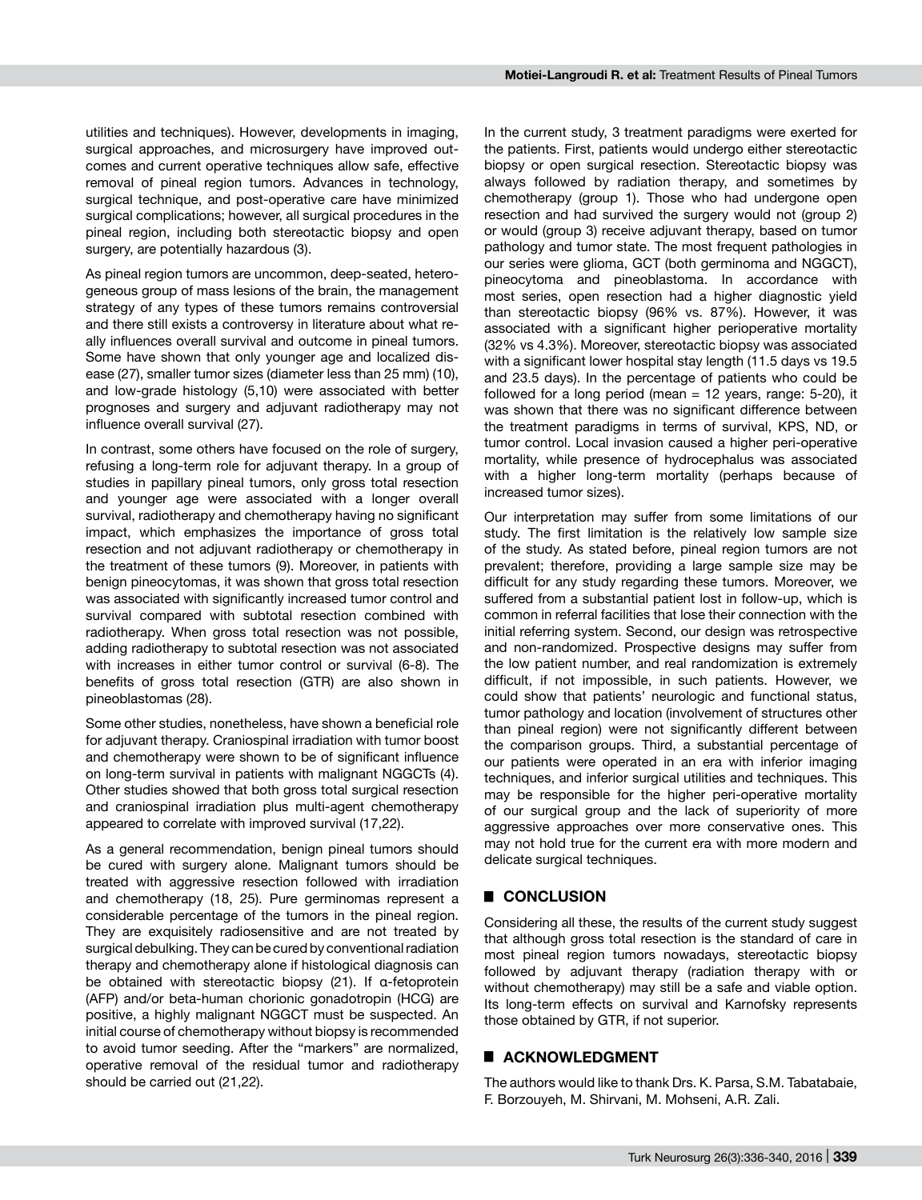utilities and techniques). However, developments in imaging, surgical approaches, and microsurgery have improved outcomes and current operative techniques allow safe, effective removal of pineal region tumors. Advances in technology, surgical technique, and post-operative care have minimized surgical complications; however, all surgical procedures in the pineal region, including both stereotactic biopsy and open surgery, are potentially hazardous (3).

As pineal region tumors are uncommon, deep-seated, heterogeneous group of mass lesions of the brain, the management strategy of any types of these tumors remains controversial and there still exists a controversy in literature about what really influences overall survival and outcome in pineal tumors. Some have shown that only younger age and localized disease (27), smaller tumor sizes (diameter less than 25 mm) (10), and low-grade histology (5,10) were associated with better prognoses and surgery and adjuvant radiotherapy may not influence overall survival (27).

In contrast, some others have focused on the role of surgery, refusing a long-term role for adjuvant therapy. In a group of studies in papillary pineal tumors, only gross total resection and younger age were associated with a longer overall survival, radiotherapy and chemotherapy having no significant impact, which emphasizes the importance of gross total resection and not adjuvant radiotherapy or chemotherapy in the treatment of these tumors (9). Moreover, in patients with benign pineocytomas, it was shown that gross total resection was associated with significantly increased tumor control and survival compared with subtotal resection combined with radiotherapy. When gross total resection was not possible, adding radiotherapy to subtotal resection was not associated with increases in either tumor control or survival (6-8). The benefits of gross total resection (GTR) are also shown in pineoblastomas (28).

Some other studies, nonetheless, have shown a beneficial role for adjuvant therapy. Craniospinal irradiation with tumor boost and chemotherapy were shown to be of significant influence on long-term survival in patients with malignant NGGCTs (4). Other studies showed that both gross total surgical resection and craniospinal irradiation plus multi-agent chemotherapy appeared to correlate with improved survival (17,22).

As a general recommendation, benign pineal tumors should be cured with surgery alone. Malignant tumors should be treated with aggressive resection followed with irradiation and chemotherapy (18, 25). Pure germinomas represent a considerable percentage of the tumors in the pineal region. They are exquisitely radiosensitive and are not treated by surgical debulking. They can be cured by conventional radiation therapy and chemotherapy alone if histological diagnosis can be obtained with stereotactic biopsy (21). If α-fetoprotein (AFP) and/or beta-human chorionic gonadotropin (HCG) are positive, a highly malignant NGGCT must be suspected. An initial course of chemotherapy without biopsy is recommended to avoid tumor seeding. After the "markers" are normalized, operative removal of the residual tumor and radiotherapy should be carried out (21,22).

In the current study, 3 treatment paradigms were exerted for the patients. First, patients would undergo either stereotactic biopsy or open surgical resection. Stereotactic biopsy was always followed by radiation therapy, and sometimes by chemotherapy (group 1). Those who had undergone open resection and had survived the surgery would not (group 2) or would (group 3) receive adjuvant therapy, based on tumor pathology and tumor state. The most frequent pathologies in our series were glioma, GCT (both germinoma and NGGCT), pineocytoma and pineoblastoma. In accordance with most series, open resection had a higher diagnostic yield than stereotactic biopsy (96% vs. 87%). However, it was associated with a significant higher perioperative mortality (32% vs 4.3%). Moreover, stereotactic biopsy was associated with a significant lower hospital stay length (11.5 days vs 19.5 and 23.5 days). In the percentage of patients who could be followed for a long period (mean = 12 years, range: 5-20), it was shown that there was no significant difference between the treatment paradigms in terms of survival, KPS, ND, or tumor control. Local invasion caused a higher peri-operative mortality, while presence of hydrocephalus was associated with a higher long-term mortality (perhaps because of increased tumor sizes).

Our interpretation may suffer from some limitations of our study. The first limitation is the relatively low sample size of the study. As stated before, pineal region tumors are not prevalent; therefore, providing a large sample size may be difficult for any study regarding these tumors. Moreover, we suffered from a substantial patient lost in follow-up, which is common in referral facilities that lose their connection with the initial referring system. Second, our design was retrospective and non-randomized. Prospective designs may suffer from the low patient number, and real randomization is extremely difficult, if not impossible, in such patients. However, we could show that patients' neurologic and functional status, tumor pathology and location (involvement of structures other than pineal region) were not significantly different between the comparison groups. Third, a substantial percentage of our patients were operated in an era with inferior imaging techniques, and inferior surgical utilities and techniques. This may be responsible for the higher peri-operative mortality of our surgical group and the lack of superiority of more aggressive approaches over more conservative ones. This may not hold true for the current era with more modern and delicate surgical techniques.

## CONCLUSION

Considering all these, the results of the current study suggest that although gross total resection is the standard of care in most pineal region tumors nowadays, stereotactic biopsy followed by adjuvant therapy (radiation therapy with or without chemotherapy) may still be a safe and viable option. Its long-term effects on survival and Karnofsky represents those obtained by GTR, if not superior.

## ACKNOWLEDGMENT

The authors would like to thank Drs. K. Parsa, S.M. Tabatabaie, F. Borzouyeh, M. Shirvani, M. Mohseni, A.R. Zali.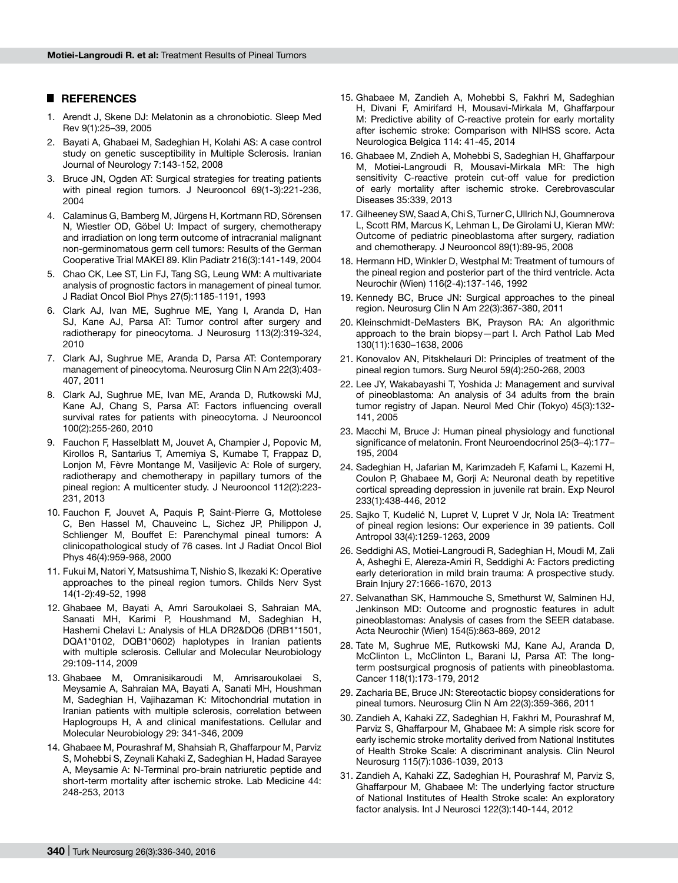## REFERENCES

1. Arendt J, Skene DJ: Melatonin as a chronobiotic. Sleep Med Rev 9(1):25–39, 2005
2. Bayati A, Ghabaei M, Sadeghian H, Kolahi AS: A case control study on genetic susceptibility in Multiple Sclerosis. Iranian Journal of Neurology 7:143-152, 2008
3. Bruce JN, Ogden AT: Surgical strategies for treating patients with pineal region tumors. J Neurooncol 69(1-3):221-236, 2004
4. Calaminus G, Bamberg M, Jürgens H, Kortmann RD, Sörensen N, Wiestler OD, Göbel U: Impact of surgery, chemotherapy and irradiation on long term outcome of intracranial malignant non-germinomatous germ cell tumors: Results of the German Cooperative Trial MAKEI 89. Klin Padiatr 216(3):141-149, 2004
5. Chao CK, Lee ST, Lin FJ, Tang SG, Leung WM: A multivariate analysis of prognostic factors in management of pineal tumor. J Radiat Oncol Biol Phys 27(5):1185-1191, 1993
6. Clark AJ, Ivan ME, Sughrue ME, Yang I, Aranda D, Han SJ, Kane AJ, Parsa AT: Tumor control after surgery and radiotherapy for pineocytoma. J Neurosurg 113(2):319-324, 2010
7. Clark AJ, Sughrue ME, Aranda D, Parsa AT: Contemporary management of pineocytoma. Neurosurg Clin N Am 22(3):403-407, 2011
8. Clark AJ, Sughrue ME, Ivan ME, Aranda D, Rutkowski MJ, Kane AJ, Chang S, Parsa AT: Factors influencing overall survival rates for patients with pineocytoma. J Neurooncol 100(2):255-260, 2010
9. Fauchon F, Hasselblatt M, Jouvet A, Champier J, Popovic M, Kirollos R, Santarius T, Amemiya S, Kumabe T, Frappaz D, Lonjon M, Fèvre Montange M, Vasiljevic A: Role of surgery, radiotherapy and chemotherapy in papillary tumors of the pineal region: A multicenter study. J Neurooncol 112(2):223-231, 2013
10. Fauchon F, Jouvet A, Paquis P, Saint-Pierre G, Mottolese C, Ben Hassel M, Chauveinc L, Sichez JP, Philippon J, Schlienger M, Bouffet E: Parenchymal pineal tumors: A clinicopathological study of 76 cases. Int J Radiat Oncol Biol Phys 46(4):959-968, 2000
11. Fukui M, Natori Y, Matsushima T, Nishio S, Ikezaki K: Operative approaches to the pineal region tumors. Childs Nerv Syst 14(1-2):49-52, 1998
12. Ghabaee M, Bayati A, Amri Saroukolaei S, Sahraian MA, Sanaati MH, Karimi P, Houshmand M, Sadeghian H, Hashemi Chelavi L: Analysis of HLA DR2&DQ6 (DRB1*1501, DQA1*0102, DQB1*0602) haplotypes in Iranian patients with multiple sclerosis. Cellular and Molecular Neurobiology 29:109-114, 2009
13. Ghabaee M, Omranisikaroudi M, Amrisaroukolaei S, Meysamie A, Sahraian MA, Bayati A, Sanati MH, Houshman M, Sadeghian H, Vajihazaman K: Mitochondrial mutation in Iranian patients with multiple sclerosis, correlation between Haplogroups H, A and clinical manifestations. Cellular and Molecular Neurobiology 29: 341-346, 2009
14. Ghabaee M, Pourashraf M, Shahsiah R, Ghaffarpour M, Parviz S, Mohebbi S, Zeynali Kahaki Z, Sadeghian H, Hadad Sarayee A, Meysamie A: N-Terminal pro-brain natriuretic peptide and short-term mortality after ischemic stroke. Lab Medicine 44: 248-253, 2013
15. Ghabaee M, Zandieh A, Mohebbi S, Fakhri M, Sadeghian H, Divani F, Amirifard H, Mousavi-Mirkala M, Ghaffarpour M: Predictive ability of C-reactive protein for early mortality after ischemic stroke: Comparison with NIHSS score. Acta Neurologica Belgica 114: 41-45, 2014
16. Ghabaee M, Zndieh A, Mohebbi S, Sadeghian H, Ghaffarpour M, Motiei-Langroudi R, Mousavi-Mirkala MR: The high sensitivity C-reactive protein cut-off value for prediction of early mortality after ischemic stroke. Cerebrovascular Diseases 35:339, 2013
17. Gilheeney SW, Saad A, Chi S, Turner C, Ullrich NJ, Goumnerova L, Scott RM, Marcus K, Lehman L, De Girolami U, Kieran MW: Outcome of pediatric pineoblastoma after surgery, radiation and chemotherapy. J Neurooncol 89(1):89-95, 2008
18. Hermann HD, Winkler D, Westphal M: Treatment of tumours of the pineal region and posterior part of the third ventricle. Acta Neurochir (Wien) 116(2-4):137-146, 1992
19. Kennedy BC, Bruce JN: Surgical approaches to the pineal region. Neurosurg Clin N Am 22(3):367-380, 2011
20. Kleinschmidt-DeMasters BK, Prayson RA: An algorithmic approach to the brain biopsy—part I. Arch Pathol Lab Med 130(11):1630–1638, 2006
21. Konovalov AN, Pitskhelauri DI: Principles of treatment of the pineal region tumors. Surg Neurol 59(4):250-268, 2003
22. Lee JY, Wakabayashi T, Yoshida J: Management and survival of pineoblastoma: An analysis of 34 adults from the brain tumor registry of Japan. Neurol Med Chir (Tokyo) 45(3):132-141, 2005
23. Macchi M, Bruce J: Human pineal physiology and functional significance of melatonin. Front Neuroendocrinol 25(3–4):177–195, 2004
24. Sadeghian H, Jafarian M, Karimzadeh F, Kafami L, Kazemi H, Coulon P, Ghabaee M, Gorji A: Neuronal death by repetitive cortical spreading depression in juvenile rat brain. Exp Neurol 233(1):438-446, 2012
25. Sajko T, Kudelić N, Lupret V, Lupret V Jr, Nola IA: Treatment of pineal region lesions: Our experience in 39 patients. Coll Antropol 33(4):1259-1263, 2009
26. Seddighi AS, Motiei-Langroudi R, Sadeghian H, Moudi M, Zali A, Asheghi E, Alereza-Amiri R, Seddighi A: Factors predicting early deterioration in mild brain trauma: A prospective study. Brain Injury 27:1666-1670, 2013
27. Selvanathan SK, Hammouche S, Smethurst W, Salminen HJ, Jenkinson MD: Outcome and prognostic features in adult pineoblastomas: Analysis of cases from the SEER database. Acta Neurochir (Wien) 154(5):863-869, 2012
28. Tate M, Sughrue ME, Rutkowski MJ, Kane AJ, Aranda D, McClinton L, McClinton L, Barani IJ, Parsa AT: The long-term postsurgical prognosis of patients with pineoblastoma. Cancer 118(1):173-179, 2012
29. Zacharia BE, Bruce JN: Stereotactic biopsy considerations for pineal tumors. Neurosurg Clin N Am 22(3):359-366, 2011
30. Zandieh A, Kahaki ZZ, Sadeghian H, Fakhri M, Pourashraf M, Parviz S, Ghaffarpour M, Ghabaee M: A simple risk score for early ischemic stroke mortality derived from National Institutes of Health Stroke Scale: A discriminant analysis. Clin Neurol Neurosurg 115(7):1036-1039, 2013
31. Zandieh A, Kahaki ZZ, Sadeghian H, Pourashraf M, Parviz S, Ghaffarpour M, Ghabaee M: The underlying factor structure of National Institutes of Health Stroke scale: An exploratory factor analysis. Int J Neurosci 122(3):140-144, 2012